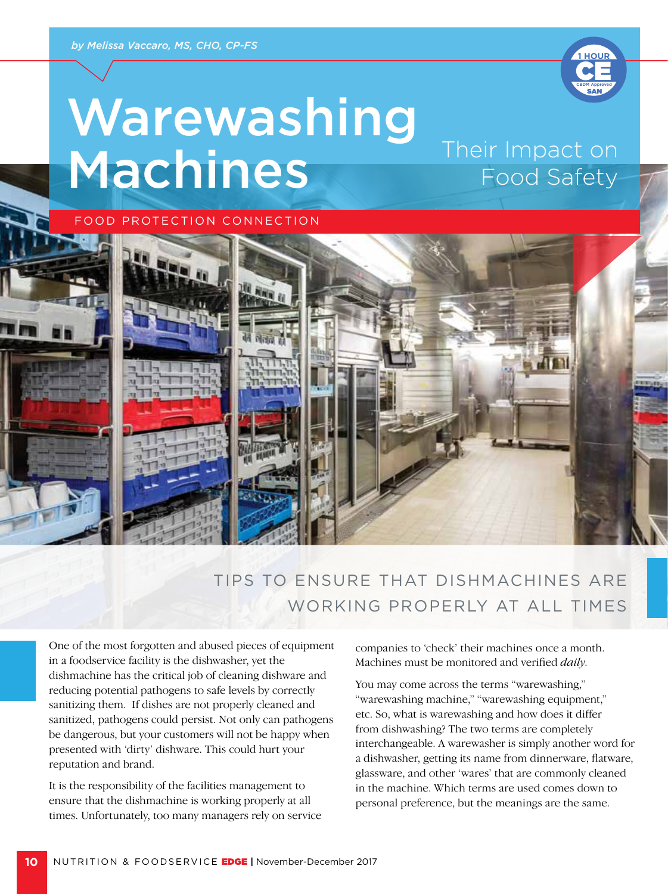FOOD PROTECTION CONNECTION

by Melissa Vaccaro, MS, CHO, CP-FS

1 HOUR CE CBDM Approved SAN

# Warewashing Machines

## Their Impact on Food Safety

### TIPS TO ENSURE THAT DISHMACHINES ARE WORKING PROPERLY AT ALL TIMES

One of the most forgotten and abused pieces of equipment in a foodservice facility is the dishwasher, yet the dishmachine has the critical job of cleaning dishware and reducing potential pathogens to safe levels by correctly sanitizing them. If dishes are not properly cleaned and sanitized, pathogens could persist. Not only can pathogens be dangerous, but your customers will not be happy when presented with 'dirty' dishware. This could hurt your reputation and brand.

It is the responsibility of the facilities management to ensure that the dishmachine is working properly at all times. Unfortunately, too many managers rely on service companies to 'check' their machines once a month. Machines must be monitored and verified *daily*.

You may come across the terms "warewashing," "warewashing machine," "warewashing equipment," etc. So, what is warewashing and how does it differ from dishwashing? The two terms are completely interchangeable. A warewasher is simply another word for a dishwasher, getting its name from dinnerware, flatware, glassware, and other 'wares' that are commonly cleaned in the machine. Which terms are used comes down to personal preference, but the meanings are the same.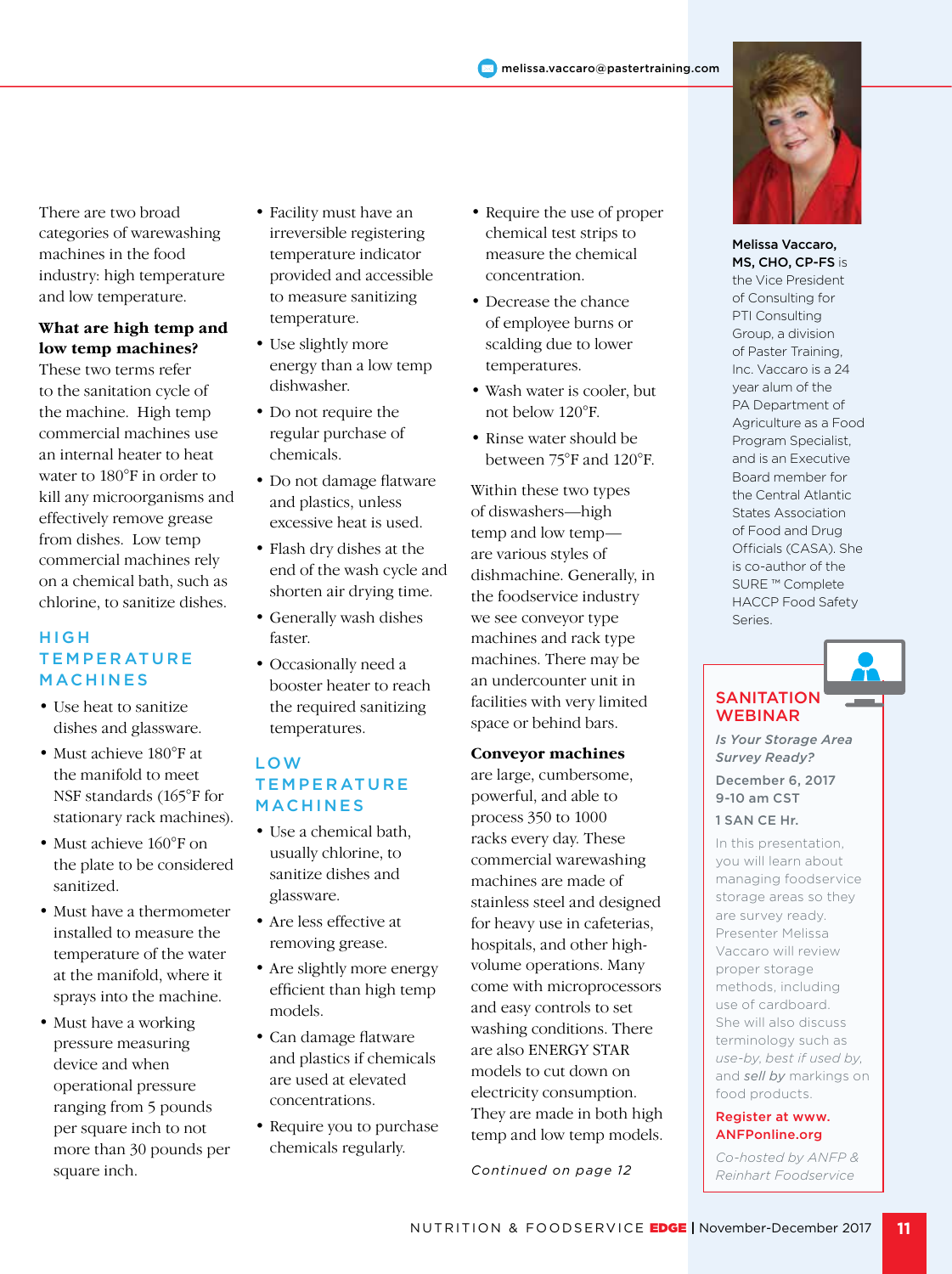melissa.vaccaro@pastertraining.com

There are two broad categories of warewashing machines in the food industry: high temperature and low temperature.

**What are high temp and low temp machines?**

These two terms refer to the sanitation cycle of the machine. High temp commercial machines use an internal heater to heat water to 180°F in order to kill any microorganisms and effectively remove grease from dishes. Low temp commercial machines rely on a chemical bath, such as chlorine, to sanitize dishes.

## HIGH TEMPERATURE MACHINES

- Use heat to sanitize dishes and glassware.
- Must achieve 180°F at the manifold to meet NSF standards (165°F for stationary rack machines).
- Must achieve 160°F on the plate to be considered sanitized.
- Must have a thermometer installed to measure the temperature of the water at the manifold, where it sprays into the machine.
- Must have a working pressure measuring device and when operational pressure ranging from 5 pounds per square inch to not more than 30 pounds per square inch.
- Facility must have an irreversible registering temperature indicator provided and accessible to measure sanitizing temperature.
- Use slightly more energy than a low temp dishwasher.
- Do not require the regular purchase of chemicals.
- Do not damage flatware and plastics, unless excessive heat is used.
- Flash dry dishes at the end of the wash cycle and shorten air drying time.
- Generally wash dishes faster.
- Occasionally need a booster heater to reach the required sanitizing temperatures.

## LOW TEMPERATURE MACHINES

- Use a chemical bath, usually chlorine, to sanitize dishes and glassware.
- Are less effective at removing grease.
- Are slightly more energy efficient than high temp models.
- Can damage flatware and plastics if chemicals are used at elevated concentrations.
- Require you to purchase chemicals regularly.
- Require the use of proper chemical test strips to measure the chemical concentration.
- Decrease the chance of employee burns or scalding due to lower temperatures.
- Wash water is cooler, but not below 120°F.
- Rinse water should be between 75°F and 120°F.

Within these two types of diswashers—high temp and low temp—are various styles of dishmachine. Generally, in the foodservice industry we see conveyor type machines and rack type machines. There may be an undercounter unit in facilities with very limited space or behind bars.

**Conveyor machines** are large, cumbersome, powerful, and able to process 350 to 1000 racks every day. These commercial warewashing machines are made of stainless steel and designed for heavy use in cafeterias, hospitals, and other high-volume operations. Many come with microprocessors and easy controls to set washing conditions. There are also ENERGY STAR models to cut down on electricity consumption. They are made in both high temp and low temp models.

*Continued on page 12*

**Melissa Vaccaro, MS, CHO, CP-FS** is the Vice President of Consulting for PTI Consulting Group, a division of Paster Training, Inc. Vaccaro is a 24 year alum of the PA Department of Agriculture as a Food Program Specialist, and is an Executive Board member for the Central Atlantic States Association of Food and Drug Officials (CASA). She is co-author of the SURE ™ Complete HACCP Food Safety Series.

## SANITATION WEBINAR

*Is Your Storage Area Survey Ready?*

December 6, 2017
9-10 am CST

1 SAN CE Hr.

In this presentation, you will learn about managing foodservice storage areas so they are survey ready. Presenter Melissa Vaccaro will review proper storage methods, including use of cardboard. She will also discuss terminology such as *use-by, best if used by,* and *sell by* markings on food products.

**Register at www.ANFPonline.org**

*Co-hosted by ANFP & Reinhart Foodservice*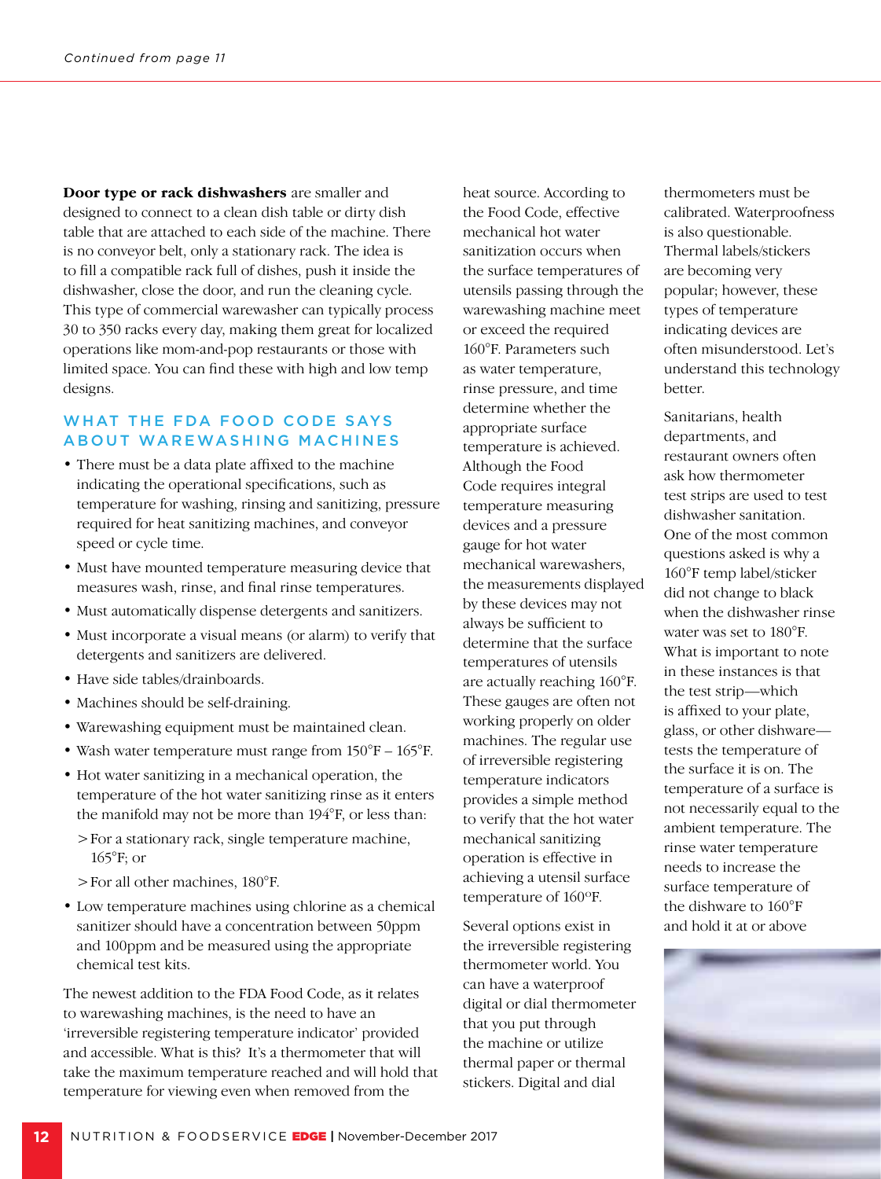*Continued from page 11*

**Door type or rack dishwashers** are smaller and designed to connect to a clean dish table or dirty dish table that are attached to each side of the machine. There is no conveyor belt, only a stationary rack. The idea is to fill a compatible rack full of dishes, push it inside the dishwasher, close the door, and run the cleaning cycle. This type of commercial warewasher can typically process 30 to 350 racks every day, making them great for localized operations like mom-and-pop restaurants or those with limited space. You can find these with high and low temp designs.

## WHAT THE FDA FOOD CODE SAYS ABOUT WAREWASHING MACHINES

- There must be a data plate affixed to the machine indicating the operational specifications, such as temperature for washing, rinsing and sanitizing, pressure required for heat sanitizing machines, and conveyor speed or cycle time.
- Must have mounted temperature measuring device that measures wash, rinse, and final rinse temperatures.
- Must automatically dispense detergents and sanitizers.
- Must incorporate a visual means (or alarm) to verify that detergents and sanitizers are delivered.
- Have side tables/drainboards.
- Machines should be self-draining.
- Warewashing equipment must be maintained clean.
- Wash water temperature must range from 150°F – 165°F.
- Hot water sanitizing in a mechanical operation, the temperature of the hot water sanitizing rinse as it enters the manifold may not be more than 194°F, or less than:
  - > For a stationary rack, single temperature machine, 165°F; or
  - > For all other machines, 180°F.
- Low temperature machines using chlorine as a chemical sanitizer should have a concentration between 50ppm and 100ppm and be measured using the appropriate chemical test kits.

The newest addition to the FDA Food Code, as it relates to warewashing machines, is the need to have an 'irreversible registering temperature indicator' provided and accessible. What is this? It's a thermometer that will take the maximum temperature reached and will hold that temperature for viewing even when removed from the heat source. According to the Food Code, effective mechanical hot water sanitization occurs when the surface temperatures of utensils passing through the warewashing machine meet or exceed the required 160°F. Parameters such as water temperature, rinse pressure, and time determine whether the appropriate surface temperature is achieved. Although the Food Code requires integral temperature measuring devices and a pressure gauge for hot water mechanical warewashers, the measurements displayed by these devices may not always be sufficient to determine that the surface temperatures of utensils are actually reaching 160°F. These gauges are often not working properly on older machines. The regular use of irreversible registering temperature indicators provides a simple method to verify that the hot water mechanical sanitizing operation is effective in achieving a utensil surface temperature of 160°F.

Several options exist in the irreversible registering thermometer world. You can have a waterproof digital or dial thermometer that you put through the machine or utilize thermal paper or thermal stickers. Digital and dial thermometers must be calibrated. Waterproofness is also questionable. Thermal labels/stickers are becoming very popular; however, these types of temperature indicating devices are often misunderstood. Let's understand this technology better.

Sanitarians, health departments, and restaurant owners often ask how thermometer test strips are used to test dishwasher sanitation. One of the most common questions asked is why a 160°F temp label/sticker did not change to black when the dishwasher rinse water was set to 180°F. What is important to note in these instances is that the test strip—which is affixed to your plate, glass, or other dishware—tests the temperature of the surface it is on. The temperature of a surface is not necessarily equal to the ambient temperature. The rinse water temperature needs to increase the surface temperature of the dishware to 160°F and hold it at or above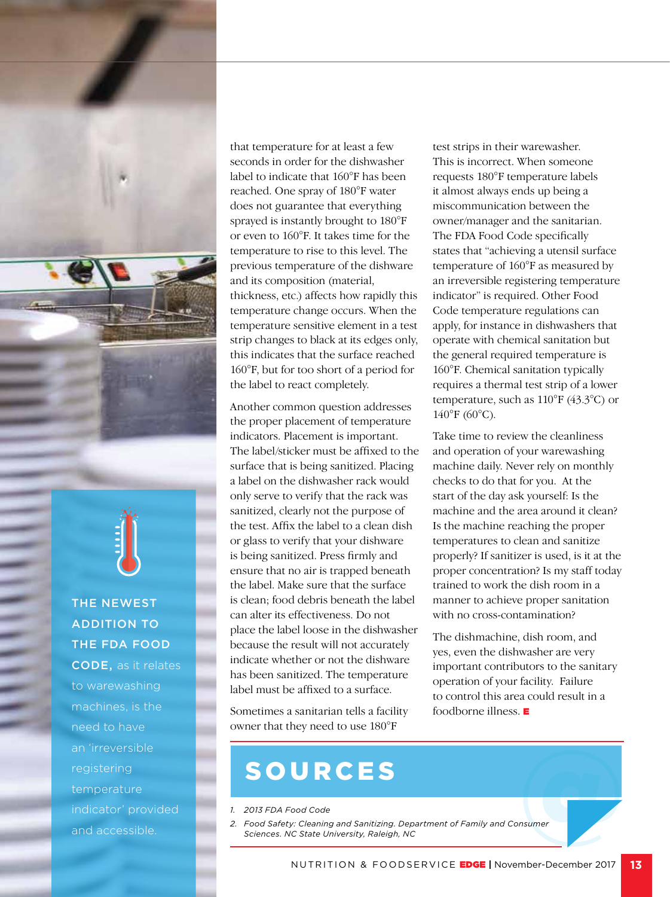that temperature for at least a few seconds in order for the dishwasher label to indicate that 160°F has been reached. One spray of 180°F water does not guarantee that everything sprayed is instantly brought to 180°F or even to 160°F. It takes time for the temperature to rise to this level. The previous temperature of the dishware and its composition (material, thickness, etc.) affects how rapidly this temperature change occurs. When the temperature sensitive element in a test strip changes to black at its edges only, this indicates that the surface reached 160°F, but for too short of a period for the label to react completely.

Another common question addresses the proper placement of temperature indicators. Placement is important. The label/sticker must be affixed to the surface that is being sanitized. Placing a label on the dishwasher rack would only serve to verify that the rack was sanitized, clearly not the purpose of the test. Affix the label to a clean dish or glass to verify that your dishware is being sanitized. Press firmly and ensure that no air is trapped beneath the label. Make sure that the surface is clean; food debris beneath the label can alter its effectiveness. Do not place the label loose in the dishwasher because the result will not accurately indicate whether or not the dishware has been sanitized. The temperature label must be affixed to a surface.

Sometimes a sanitarian tells a facility owner that they need to use 180°F test strips in their warewasher. This is incorrect. When someone requests 180°F temperature labels it almost always ends up being a miscommunication between the owner/manager and the sanitarian. The FDA Food Code specifically states that "achieving a utensil surface temperature of 160°F as measured by an irreversible registering temperature indicator" is required. Other Food Code temperature regulations can apply, for instance in dishwashers that operate with chemical sanitation but the general required temperature is 160°F. Chemical sanitation typically requires a thermal test strip of a lower temperature, such as 110°F (43.3°C) or 140°F (60°C).

Take time to review the cleanliness and operation of your warewashing machine daily. Never rely on monthly checks to do that for you. At the start of the day ask yourself: Is the machine and the area around it clean? Is the machine reaching the proper temperatures to clean and sanitize properly? If sanitizer is used, is it at the proper concentration? Is my staff today trained to work the dish room in a manner to achieve proper sanitation with no cross-contamination?

The dishmachine, dish room, and yes, even the dishwasher are very important contributors to the sanitary operation of your facility. Failure to control this area could result in a foodborne illness. E

**THE NEWEST ADDITION TO THE FDA FOOD CODE,** as it relates to warewashing machines, is the need to have an 'irreversible registering temperature indicator' provided and accessible.

## SOURCES

1. *2013 FDA Food Code*
2. *Food Safety: Cleaning and Sanitizing. Department of Family and Consumer Sciences. NC State University, Raleigh, NC*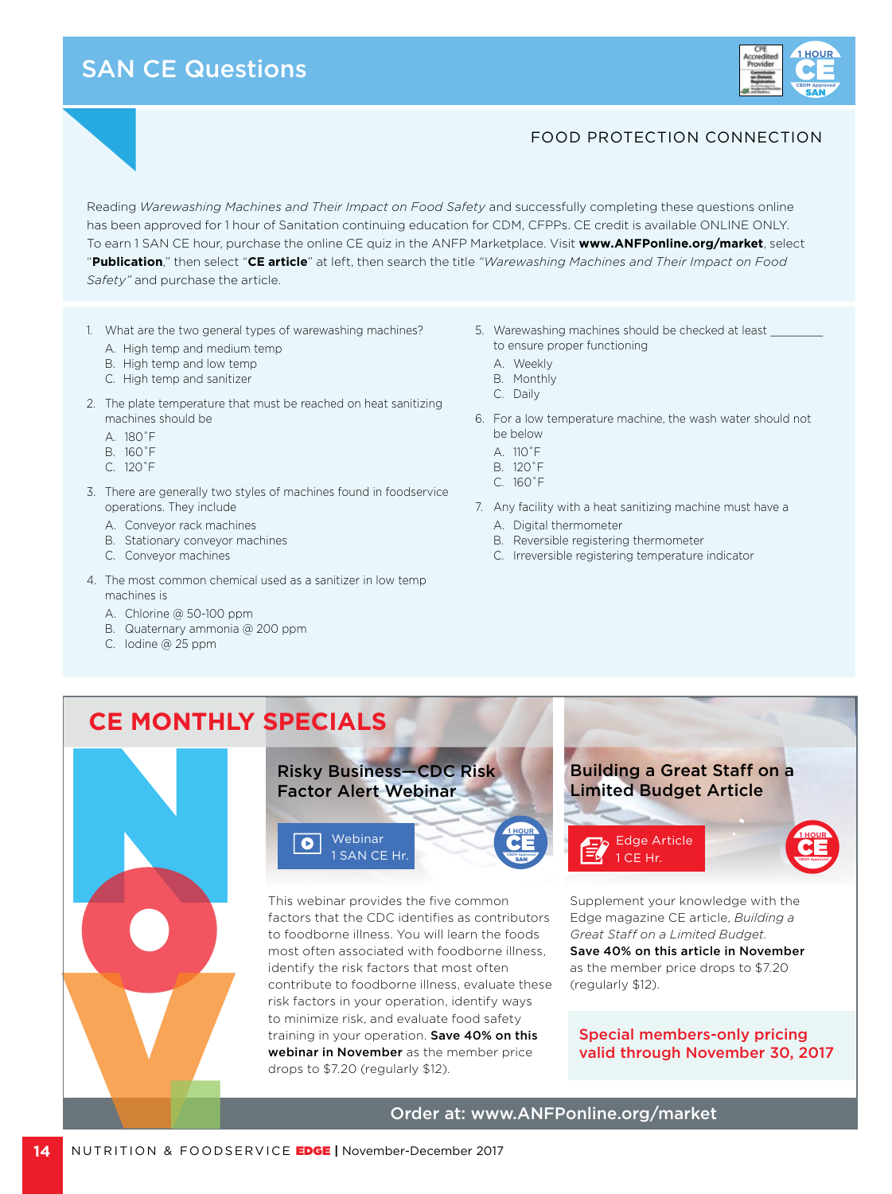# SAN CE Questions

FOOD PROTECTION CONNECTION

Reading *Warewashing Machines and Their Impact on Food Safety* and successfully completing these questions online has been approved for 1 hour of Sanitation continuing education for CDM, CFPPs. CE credit is available ONLINE ONLY. To earn 1 SAN CE hour, purchase the online CE quiz in the ANFP Marketplace. Visit **www.ANFPonline.org/market**, select "**Publication**," then select "**CE article**" at left, then search the title *"Warewashing Machines and Their Impact on Food Safety"* and purchase the article.

1. What are the two general types of warewashing machines?
   - A. High temp and medium temp
   - B. High temp and low temp
   - C. High temp and sanitizer
2. The plate temperature that must be reached on heat sanitizing machines should be
   - A. 180˚F
   - B. 160˚F
   - C. 120˚F
3. There are generally two styles of machines found in foodservice operations. They include
   - A. Conveyor rack machines
   - B. Stationary conveyor machines
   - C. Conveyor machines
4. The most common chemical used as a sanitizer in low temp machines is
   - A. Chlorine @ 50-100 ppm
   - B. Quaternary ammonia @ 200 ppm
   - C. Iodine @ 25 ppm
5. Warewashing machines should be checked at least ________ to ensure proper functioning
   - A. Weekly
   - B. Monthly
   - C. Daily
6. For a low temperature machine, the wash water should not be below
   - A. 110˚F
   - B. 120˚F
   - C. 160˚F
7. Any facility with a heat sanitizing machine must have a
   - A. Digital thermometer
   - B. Reversible registering thermometer
   - C. Irreversible registering temperature indicator

## CE MONTHLY SPECIALS

NOV

### Risky Business—CDC Risk Factor Alert Webinar

Webinar
1 SAN CE Hr.

This webinar provides the five common factors that the CDC identifies as contributors to foodborne illness. You will learn the foods most often associated with foodborne illness, identify the risk factors that most often contribute to foodborne illness, evaluate these risk factors in your operation, identify ways to minimize risk, and evaluate food safety training in your operation. **Save 40% on this webinar in November** as the member price drops to $7.20 (regularly $12).

### Building a Great Staff on a Limited Budget Article

Edge Article
1 CE Hr.

Supplement your knowledge with the Edge magazine CE article, *Building a Great Staff on a Limited Budget*. **Save 40% on this article in November** as the member price drops to $7.20 (regularly $12).

**Special members-only pricing valid through November 30, 2017**

Order at: www.ANFPonline.org/market